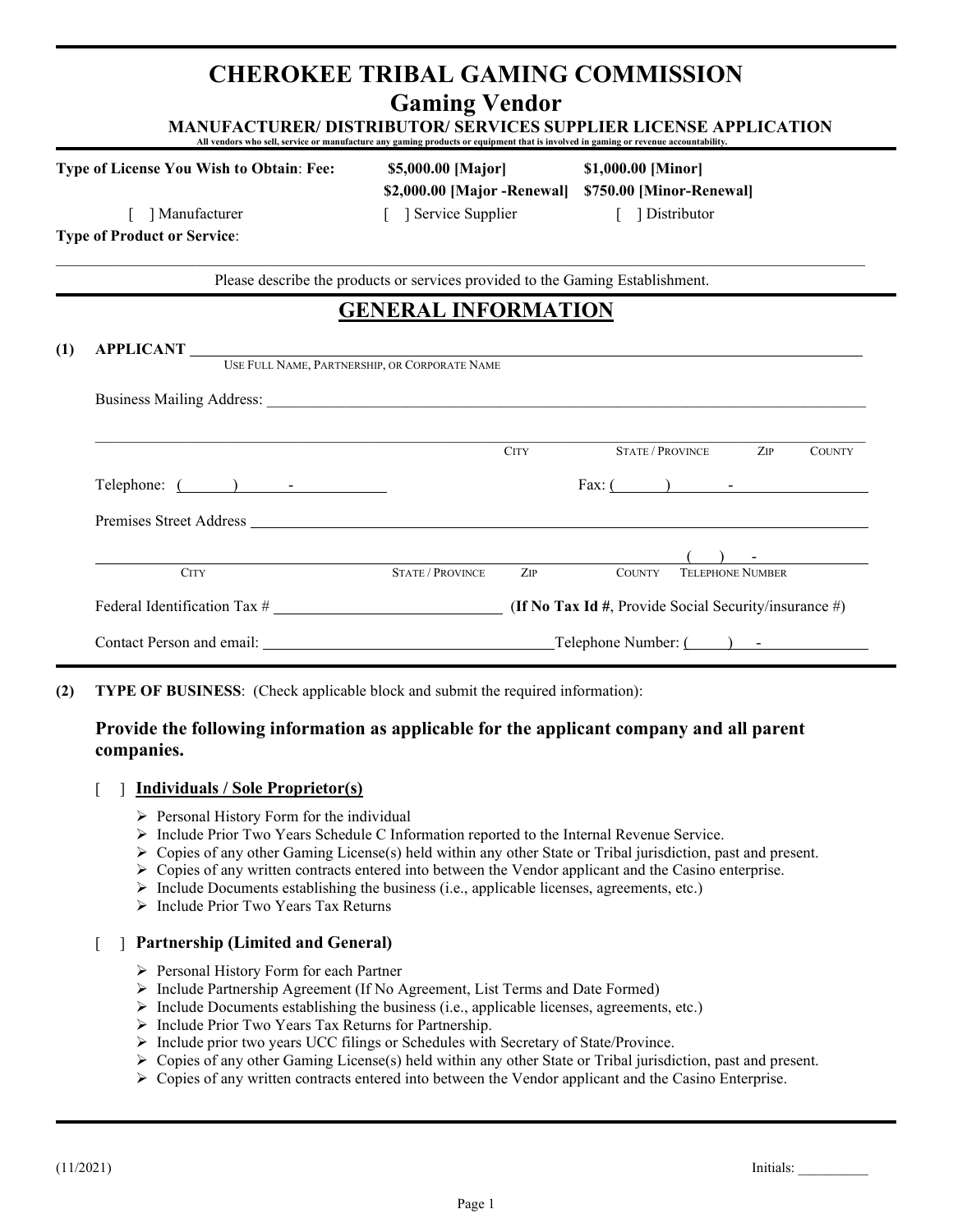# CHEROKEE TRIBAL GAMING COMMISSION

## Gaming Vendor

### MANUFACTURER/ DISTRIBUTOR/ SERVICES SUPPLIER LICENSE APPLICATION

All vendors who sell, service or manufacture any gaming products or equipment that is involved in gaming or revenue accountability.

**Type of License You Wish to Obtain**: **Fee:** **$5,000.00 [Major]** **$1,000.00 [Minor]**
**$2,000.00 [Major -Renewal]** **$750.00 [Minor-Renewal]**

[ ] Manufacturer [ ] Service Supplier [ ] Distributor

**Type of Product or Service**:

______________________________________________________________________________

Please describe the products or services provided to the Gaming Establishment.

## GENERAL INFORMATION

**(1) APPLICANT** ______________________________________________
USE FULL NAME, PARTNERSHIP, OR CORPORATE NAME

Business Mailing Address: ______________________________________________

______________________________________________
CITY STATE / PROVINCE ZIP COUNTY

Telephone: ( ) - Fax: ( ) -

Premises Street Address ______________________________________________

______________________________________________ ( ) -
CITY STATE / PROVINCE ZIP COUNTY TELEPHONE NUMBER

Federal Identification Tax # ____________________ (**If No Tax Id #**, Provide Social Security/insurance #)

Contact Person and email: ____________________ Telephone Number: ( ) -

**(2) TYPE OF BUSINESS**: (Check applicable block and submit the required information):

**Provide the following information as applicable for the applicant company and all parent companies.**

[ ] **Individuals / Sole Proprietor(s)**

- Personal History Form for the individual
- Include Prior Two Years Schedule C Information reported to the Internal Revenue Service.
- Copies of any other Gaming License(s) held within any other State or Tribal jurisdiction, past and present.
- Copies of any written contracts entered into between the Vendor applicant and the Casino enterprise.
- Include Documents establishing the business (i.e., applicable licenses, agreements, etc.)
- Include Prior Two Years Tax Returns

[ ] **Partnership (Limited and General)**

- Personal History Form for each Partner
- Include Partnership Agreement (If No Agreement, List Terms and Date Formed)
- Include Documents establishing the business (i.e., applicable licenses, agreements, etc.)
- Include Prior Two Years Tax Returns for Partnership.
- Include prior two years UCC filings or Schedules with Secretary of State/Province.
- Copies of any other Gaming License(s) held within any other State or Tribal jurisdiction, past and present.
- Copies of any written contracts entered into between the Vendor applicant and the Casino Enterprise.

(11/2021) Initials: __________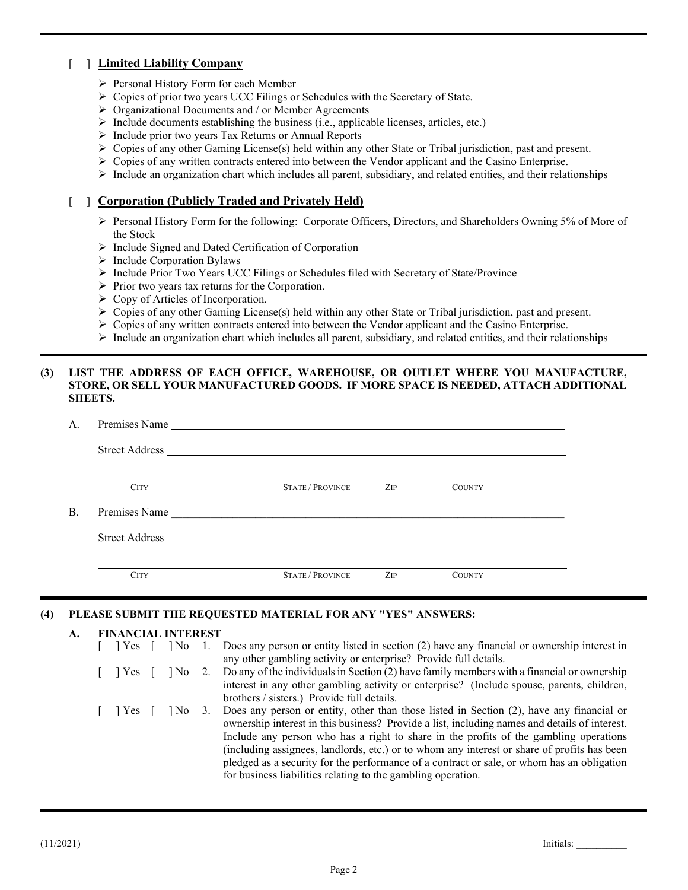[ ] **Limited Liability Company**

- Personal History Form for each Member
- Copies of prior two years UCC Filings or Schedules with the Secretary of State.
- Organizational Documents and / or Member Agreements
- Include documents establishing the business (i.e., applicable licenses, articles, etc.)
- Include prior two years Tax Returns or Annual Reports
- Copies of any other Gaming License(s) held within any other State or Tribal jurisdiction, past and present.
- Copies of any written contracts entered into between the Vendor applicant and the Casino Enterprise.
- Include an organization chart which includes all parent, subsidiary, and related entities, and their relationships

[ ] **Corporation (Publicly Traded and Privately Held)**

- Personal History Form for the following: Corporate Officers, Directors, and Shareholders Owning 5% of More of the Stock
- Include Signed and Dated Certification of Corporation
- Include Corporation Bylaws
- Include Prior Two Years UCC Filings or Schedules filed with Secretary of State/Province
- Prior two years tax returns for the Corporation.
- Copy of Articles of Incorporation.
- Copies of any other Gaming License(s) held within any other State or Tribal jurisdiction, past and present.
- Copies of any written contracts entered into between the Vendor applicant and the Casino Enterprise.
- Include an organization chart which includes all parent, subsidiary, and related entities, and their relationships

**(3) LIST THE ADDRESS OF EACH OFFICE, WAREHOUSE, OR OUTLET WHERE YOU MANUFACTURE, STORE, OR SELL YOUR MANUFACTURED GOODS. IF MORE SPACE IS NEEDED, ATTACH ADDITIONAL SHEETS.**

A. Premises Name ______________________________

Street Address ______________________________

______________________________

CITY | STATE / PROVINCE | ZIP | COUNTY

B. Premises Name ______________________________

Street Address ______________________________

______________________________

CITY | STATE / PROVINCE | ZIP | COUNTY

**(4) PLEASE SUBMIT THE REQUESTED MATERIAL FOR ANY "YES" ANSWERS:**

**A. FINANCIAL INTEREST**

[ ] Yes [ ] No 1. Does any person or entity listed in section (2) have any financial or ownership interest in any other gambling activity or enterprise? Provide full details.

[ ] Yes [ ] No 2. Do any of the individuals in Section (2) have family members with a financial or ownership interest in any other gambling activity or enterprise? (Include spouse, parents, children, brothers / sisters.) Provide full details.

[ ] Yes [ ] No 3. Does any person or entity, other than those listed in Section (2), have any financial or ownership interest in this business? Provide a list, including names and details of interest. Include any person who has a right to share in the profits of the gambling operations (including assignees, landlords, etc.) or to whom any interest or share of profits has been pledged as a security for the performance of a contract or sale, or whom has an obligation for business liabilities relating to the gambling operation.

(11/2021) Initials: __________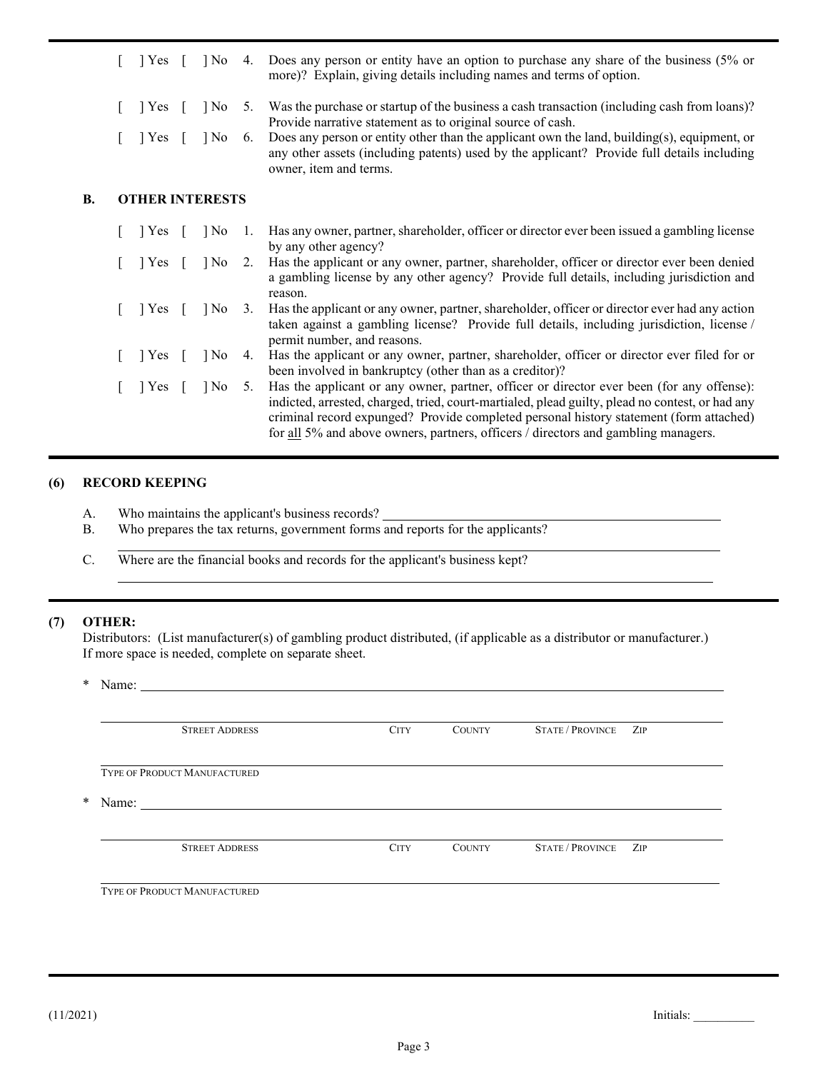[ ] Yes [ ] No 4. Does any person or entity have an option to purchase any share of the business (5% or more)? Explain, giving details including names and terms of option.

[ ] Yes [ ] No 5. Was the purchase or startup of the business a cash transaction (including cash from loans)? Provide narrative statement as to original source of cash.

[ ] Yes [ ] No 6. Does any person or entity other than the applicant own the land, building(s), equipment, or any other assets (including patents) used by the applicant? Provide full details including owner, item and terms.

### B. OTHER INTERESTS

[ ] Yes [ ] No 1. Has any owner, partner, shareholder, officer or director ever been issued a gambling license by any other agency?

[ ] Yes [ ] No 2. Has the applicant or any owner, partner, shareholder, officer or director ever been denied a gambling license by any other agency? Provide full details, including jurisdiction and reason.

[ ] Yes [ ] No 3. Has the applicant or any owner, partner, shareholder, officer or director ever had any action taken against a gambling license? Provide full details, including jurisdiction, license / permit number, and reasons.

[ ] Yes [ ] No 4. Has the applicant or any owner, partner, shareholder, officer or director ever filed for or been involved in bankruptcy (other than as a creditor)?

[ ] Yes [ ] No 5. Has the applicant or any owner, partner, officer or director ever been (for any offense): indicted, arrested, charged, tried, court-martialed, plead guilty, plead no contest, or had any criminal record expunged? Provide completed personal history statement (form attached) for <u>all</u> 5% and above owners, partners, officers / directors and gambling managers.

## (6) RECORD KEEPING

A. Who maintains the applicant's business records? ______________________________

B. Who prepares the tax returns, government forms and reports for the applicants?

______________________________

C. Where are the financial books and records for the applicant's business kept?

______________________________

## (7) OTHER:

Distributors: (List manufacturer(s) of gambling product distributed, (if applicable as a distributor or manufacturer.) If more space is needed, complete on separate sheet.

\* Name: ______________________________

______________________________
STREET ADDRESS CITY COUNTY STATE / PROVINCE ZIP

______________________________
TYPE OF PRODUCT MANUFACTURED

\* Name: ______________________________

______________________________
STREET ADDRESS CITY COUNTY STATE / PROVINCE ZIP

______________________________
TYPE OF PRODUCT MANUFACTURED

(11/2021) Initials: __________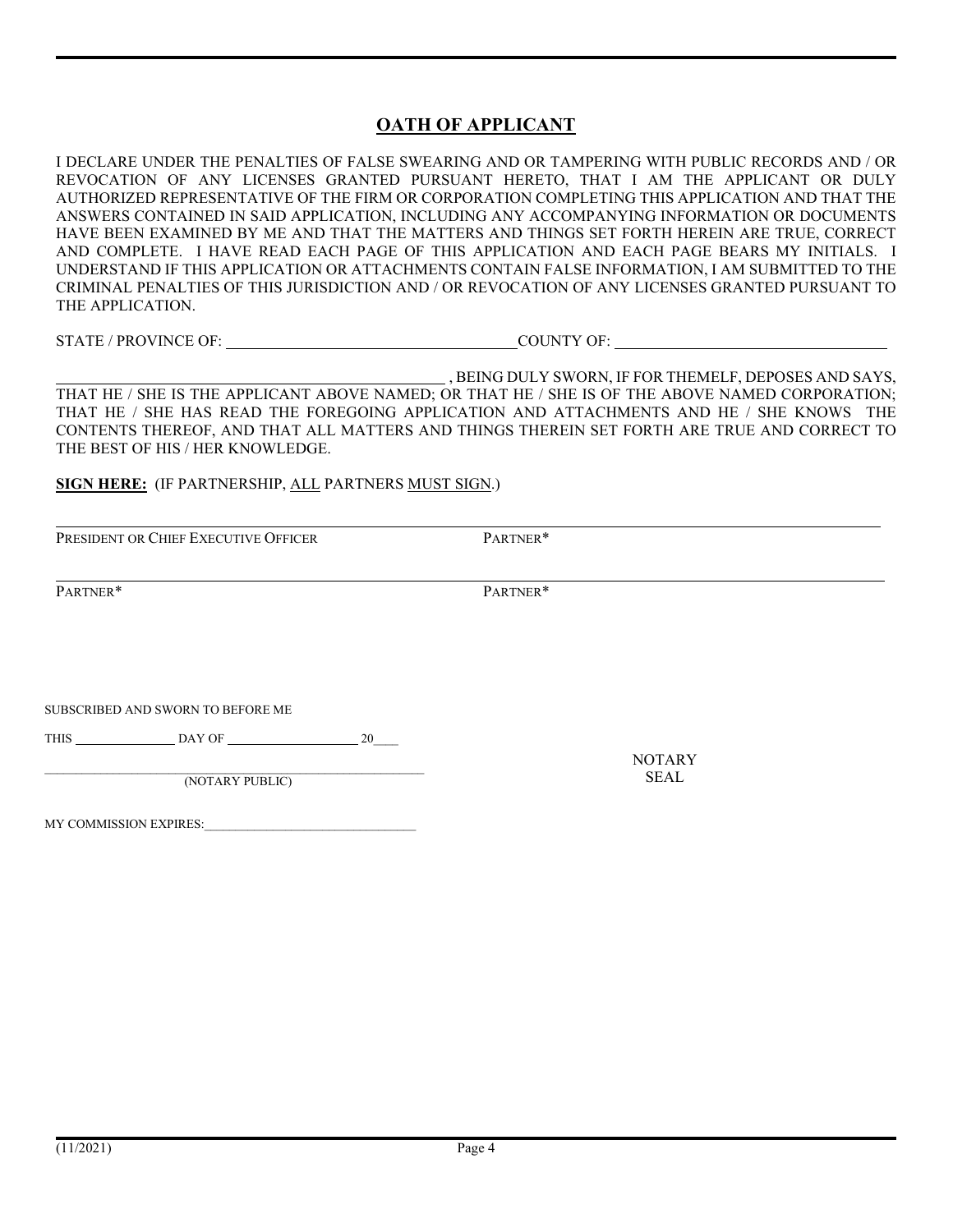## OATH OF APPLICANT

I DECLARE UNDER THE PENALTIES OF FALSE SWEARING AND OR TAMPERING WITH PUBLIC RECORDS AND / OR REVOCATION OF ANY LICENSES GRANTED PURSUANT HERETO, THAT I AM THE APPLICANT OR DULY AUTHORIZED REPRESENTATIVE OF THE FIRM OR CORPORATION COMPLETING THIS APPLICATION AND THAT THE ANSWERS CONTAINED IN SAID APPLICATION, INCLUDING ANY ACCOMPANYING INFORMATION OR DOCUMENTS HAVE BEEN EXAMINED BY ME AND THAT THE MATTERS AND THINGS SET FORTH HEREIN ARE TRUE, CORRECT AND COMPLETE. I HAVE READ EACH PAGE OF THIS APPLICATION AND EACH PAGE BEARS MY INITIALS. I UNDERSTAND IF THIS APPLICATION OR ATTACHMENTS CONTAIN FALSE INFORMATION, I AM SUBMITTED TO THE CRIMINAL PENALTIES OF THIS JURISDICTION AND / OR REVOCATION OF ANY LICENSES GRANTED PURSUANT TO THE APPLICATION.

STATE / PROVINCE OF: ____________________ COUNTY OF: ____________________

____________________, BEING DULY SWORN, IF FOR THEMELF, DEPOSES AND SAYS, THAT HE / SHE IS THE APPLICANT ABOVE NAMED; OR THAT HE / SHE IS OF THE ABOVE NAMED CORPORATION; THAT HE / SHE HAS READ THE FOREGOING APPLICATION AND ATTACHMENTS AND HE / SHE KNOWS THE CONTENTS THEREOF, AND THAT ALL MATTERS AND THINGS THEREIN SET FORTH ARE TRUE AND CORRECT TO THE BEST OF HIS / HER KNOWLEDGE.

**SIGN HERE:** (IF PARTNERSHIP, ALL PARTNERS MUST SIGN.)

____________________ PRESIDENT OR CHIEF EXECUTIVE OFFICER

____________________ PARTNER*

____________________ PARTNER*

____________________ PARTNER*

SUBSCRIBED AND SWORN TO BEFORE ME

THIS __________ DAY OF ______________ 20____

____________________ (NOTARY PUBLIC)

NOTARY SEAL

MY COMMISSION EXPIRES: ____________________

(11/2021)